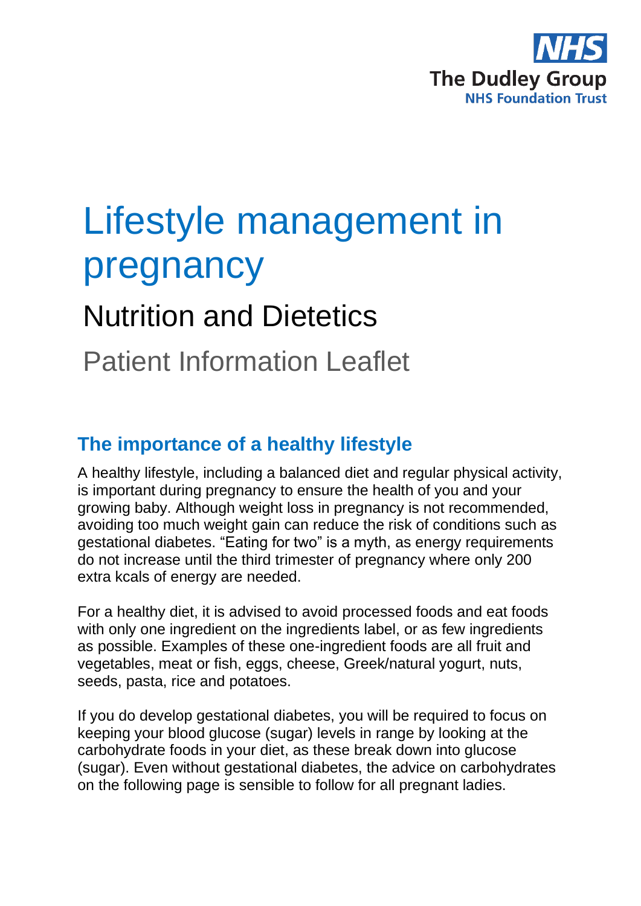NHS
The Dudley Group
NHS Foundation Trust

# Lifestyle management in pregnancy

## Nutrition and Dietetics

Patient Information Leaflet

## The importance of a healthy lifestyle

A healthy lifestyle, including a balanced diet and regular physical activity, is important during pregnancy to ensure the health of you and your growing baby. Although weight loss in pregnancy is not recommended, avoiding too much weight gain can reduce the risk of conditions such as gestational diabetes. "Eating for two" is a myth, as energy requirements do not increase until the third trimester of pregnancy where only 200 extra kcals of energy are needed.

For a healthy diet, it is advised to avoid processed foods and eat foods with only one ingredient on the ingredients label, or as few ingredients as possible. Examples of these one-ingredient foods are all fruit and vegetables, meat or fish, eggs, cheese, Greek/natural yogurt, nuts, seeds, pasta, rice and potatoes.

If you do develop gestational diabetes, you will be required to focus on keeping your blood glucose (sugar) levels in range by looking at the carbohydrate foods in your diet, as these break down into glucose (sugar). Even without gestational diabetes, the advice on carbohydrates on the following page is sensible to follow for all pregnant ladies.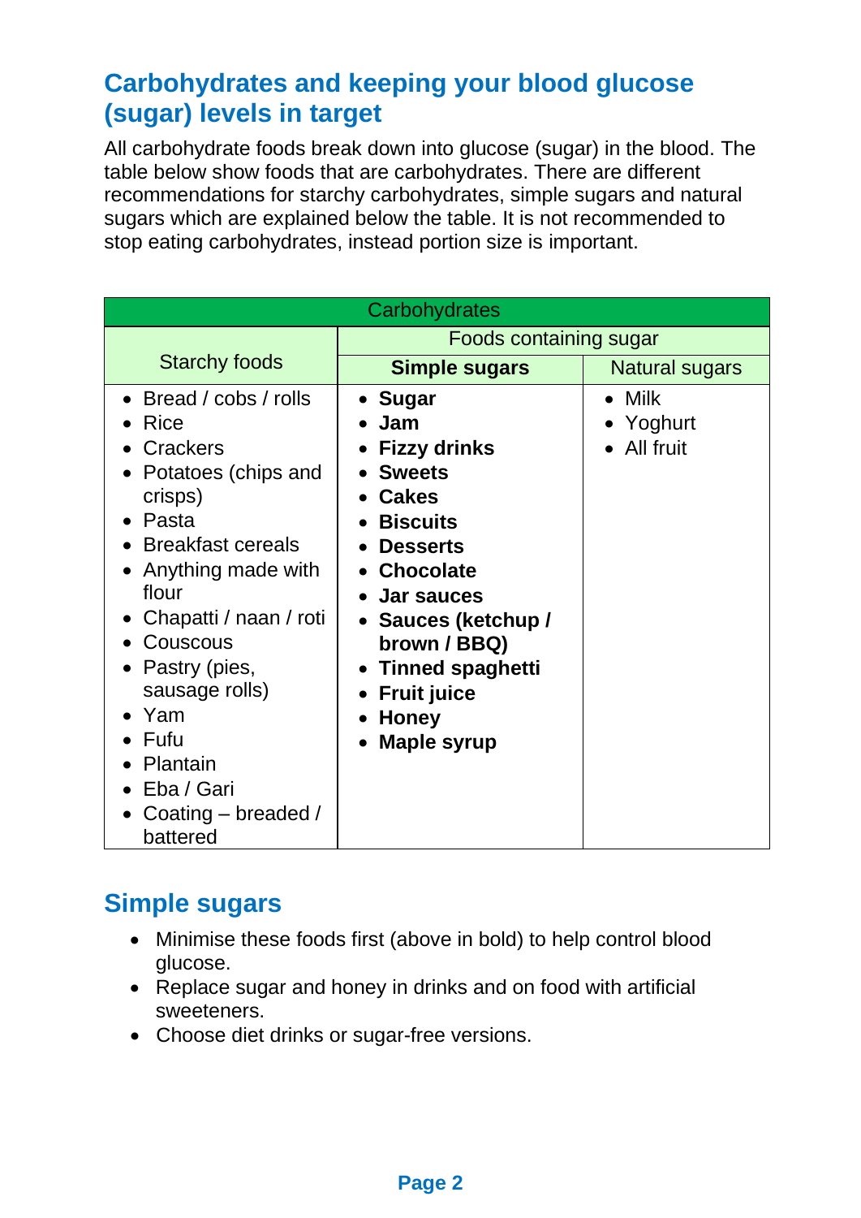## Carbohydrates and keeping your blood glucose (sugar) levels in target

All carbohydrate foods break down into glucose (sugar) in the blood. The table below show foods that are carbohydrates. There are different recommendations for starchy carbohydrates, simple sugars and natural sugars which are explained below the table. It is not recommended to stop eating carbohydrates, instead portion size is important.

| Carbohydrates | | |
|---|---|---|
| Starchy foods | Foods containing sugar | |
| | **Simple sugars** | Natural sugars |
| • Bread / cobs / rolls<br>• Rice<br>• Crackers<br>• Potatoes (chips and crisps)<br>• Pasta<br>• Breakfast cereals<br>• Anything made with flour<br>• Chapatti / naan / roti<br>• Couscous<br>• Pastry (pies, sausage rolls)<br>• Yam<br>• Fufu<br>• Plantain<br>• Eba / Gari<br>• Coating – breaded / battered | • **Sugar**<br>• **Jam**<br>• **Fizzy drinks**<br>• **Sweets**<br>• **Cakes**<br>• **Biscuits**<br>• **Desserts**<br>• **Chocolate**<br>• **Jar sauces**<br>• **Sauces (ketchup / brown / BBQ)**<br>• **Tinned spaghetti**<br>• **Fruit juice**<br>• **Honey**<br>• **Maple syrup** | • Milk<br>• Yoghurt<br>• All fruit |

## Simple sugars

- Minimise these foods first (above in bold) to help control blood glucose.
- Replace sugar and honey in drinks and on food with artificial sweeteners.
- Choose diet drinks or sugar-free versions.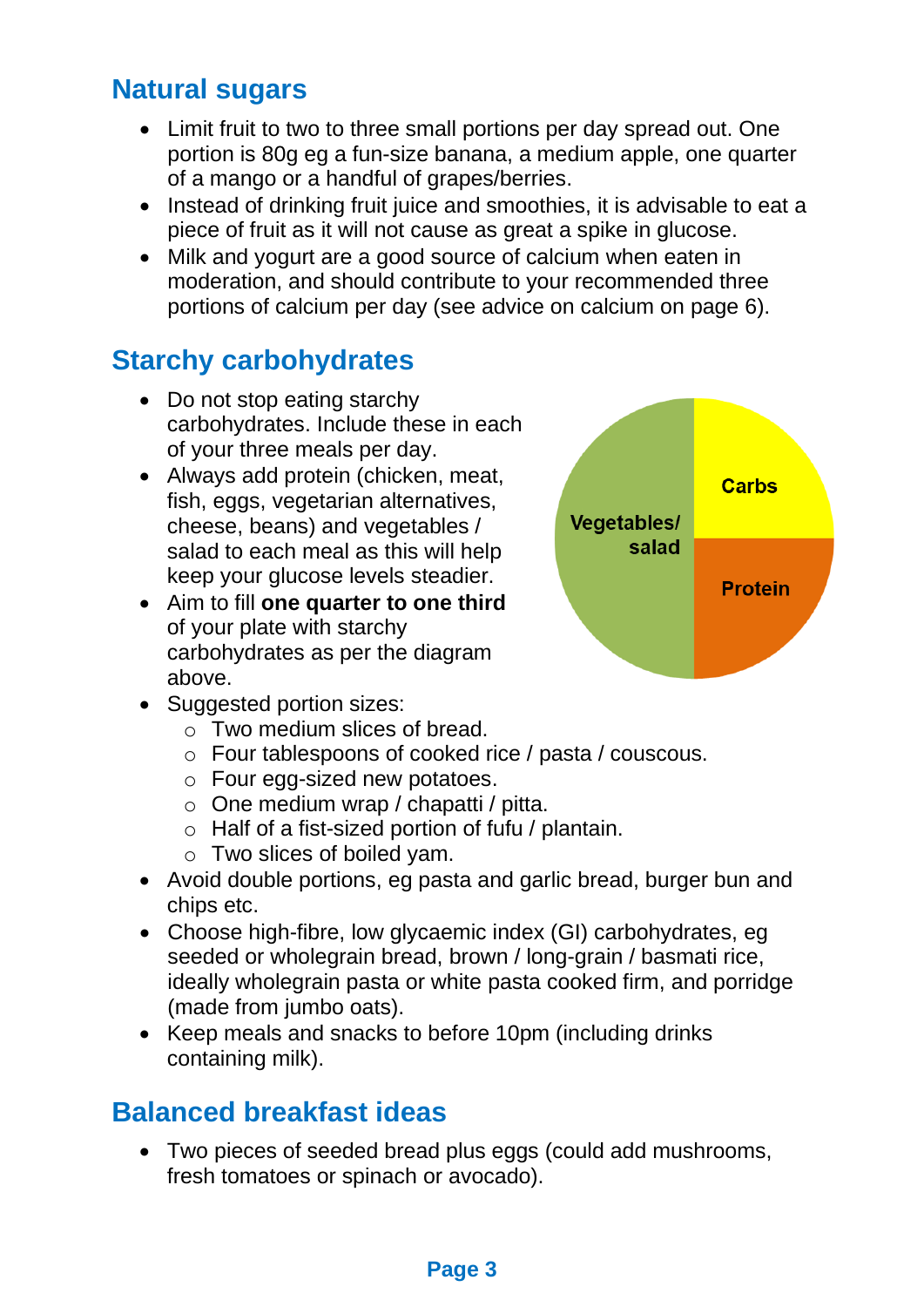## Natural sugars

- Limit fruit to two to three small portions per day spread out. One portion is 80g eg a fun-size banana, a medium apple, one quarter of a mango or a handful of grapes/berries.
- Instead of drinking fruit juice and smoothies, it is advisable to eat a piece of fruit as it will not cause as great a spike in glucose.
- Milk and yogurt are a good source of calcium when eaten in moderation, and should contribute to your recommended three portions of calcium per day (see advice on calcium on page 6).

## Starchy carbohydrates

- Do not stop eating starchy carbohydrates. Include these in each of your three meals per day.
- Always add protein (chicken, meat, fish, eggs, vegetarian alternatives, cheese, beans) and vegetables / salad to each meal as this will help keep your glucose levels steadier.
- Aim to fill **one quarter to one third** of your plate with starchy carbohydrates as per the diagram above.

Vegetables/ salad | Carbs | Protein

- Suggested portion sizes:
  - Two medium slices of bread.
  - Four tablespoons of cooked rice / pasta / couscous.
  - Four egg-sized new potatoes.
  - One medium wrap / chapatti / pitta.
  - Half of a fist-sized portion of fufu / plantain.
  - Two slices of boiled yam.
- Avoid double portions, eg pasta and garlic bread, burger bun and chips etc.
- Choose high-fibre, low glycaemic index (GI) carbohydrates, eg seeded or wholegrain bread, brown / long-grain / basmati rice, ideally wholegrain pasta or white pasta cooked firm, and porridge (made from jumbo oats).
- Keep meals and snacks to before 10pm (including drinks containing milk).

## Balanced breakfast ideas

- Two pieces of seeded bread plus eggs (could add mushrooms, fresh tomatoes or spinach or avocado).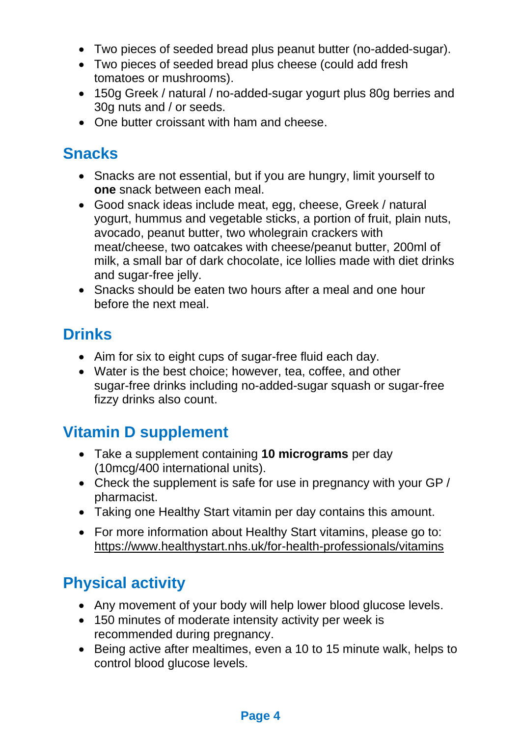- Two pieces of seeded bread plus peanut butter (no-added-sugar).
- Two pieces of seeded bread plus cheese (could add fresh tomatoes or mushrooms).
- 150g Greek / natural / no-added-sugar yogurt plus 80g berries and 30g nuts and / or seeds.
- One butter croissant with ham and cheese.

## Snacks

- Snacks are not essential, but if you are hungry, limit yourself to **one** snack between each meal.
- Good snack ideas include meat, egg, cheese, Greek / natural yogurt, hummus and vegetable sticks, a portion of fruit, plain nuts, avocado, peanut butter, two wholegrain crackers with meat/cheese, two oatcakes with cheese/peanut butter, 200ml of milk, a small bar of dark chocolate, ice lollies made with diet drinks and sugar-free jelly.
- Snacks should be eaten two hours after a meal and one hour before the next meal.

## Drinks

- Aim for six to eight cups of sugar-free fluid each day.
- Water is the best choice; however, tea, coffee, and other sugar-free drinks including no-added-sugar squash or sugar-free fizzy drinks also count.

## Vitamin D supplement

- Take a supplement containing **10 micrograms** per day (10mcg/400 international units).
- Check the supplement is safe for use in pregnancy with your GP / pharmacist.
- Taking one Healthy Start vitamin per day contains this amount.
- For more information about Healthy Start vitamins, please go to: https://www.healthystart.nhs.uk/for-health-professionals/vitamins

## Physical activity

- Any movement of your body will help lower blood glucose levels.
- 150 minutes of moderate intensity activity per week is recommended during pregnancy.
- Being active after mealtimes, even a 10 to 15 minute walk, helps to control blood glucose levels.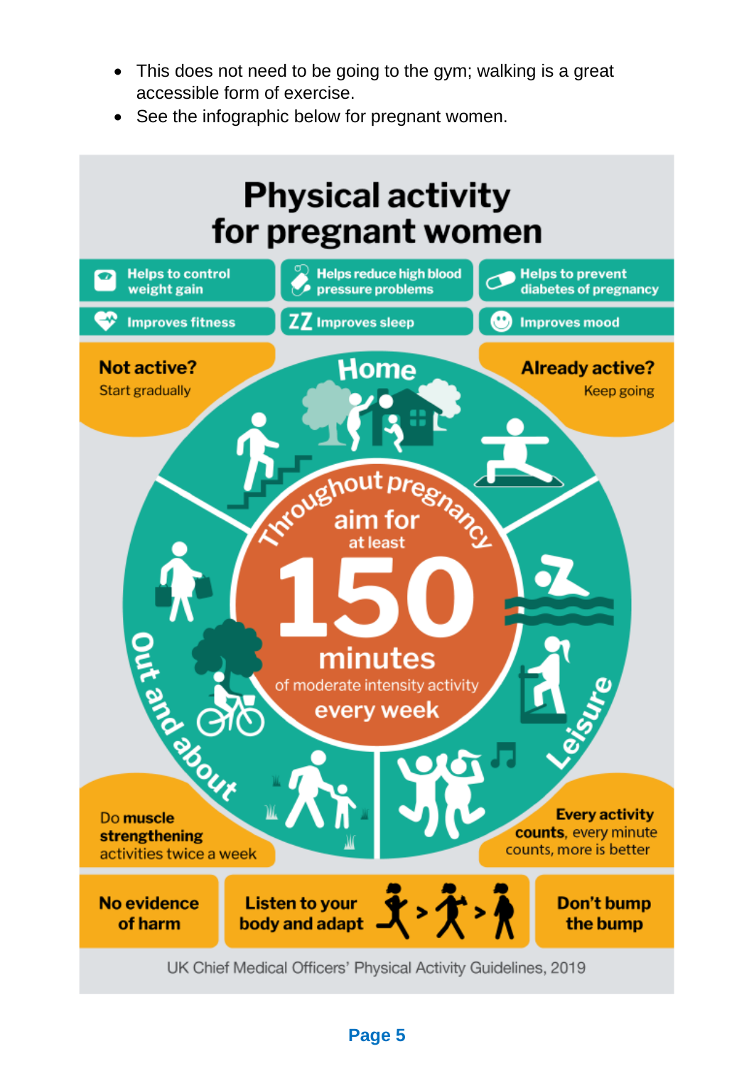- This does not need to be going to the gym; walking is a great accessible form of exercise.
- See the infographic below for pregnant women.

# Physical activity for pregnant women

- Helps to control weight gain
- Helps reduce high blood pressure problems
- Helps to prevent diabetes of pregnancy
- Improves fitness
- Improves sleep
- Improves mood

**Not active?** Start gradually

**Already active?** Keep going

Home

Throughout pregnancy aim for at least **150 minutes** of moderate intensity activity every week

Out and about

Leisure

Do **muscle strengthening** activities twice a week

**Every activity counts**, every minute counts, more is better

**No evidence of harm**

**Listen to your body and adapt**

**Don't bump the bump**

UK Chief Medical Officers' Physical Activity Guidelines, 2019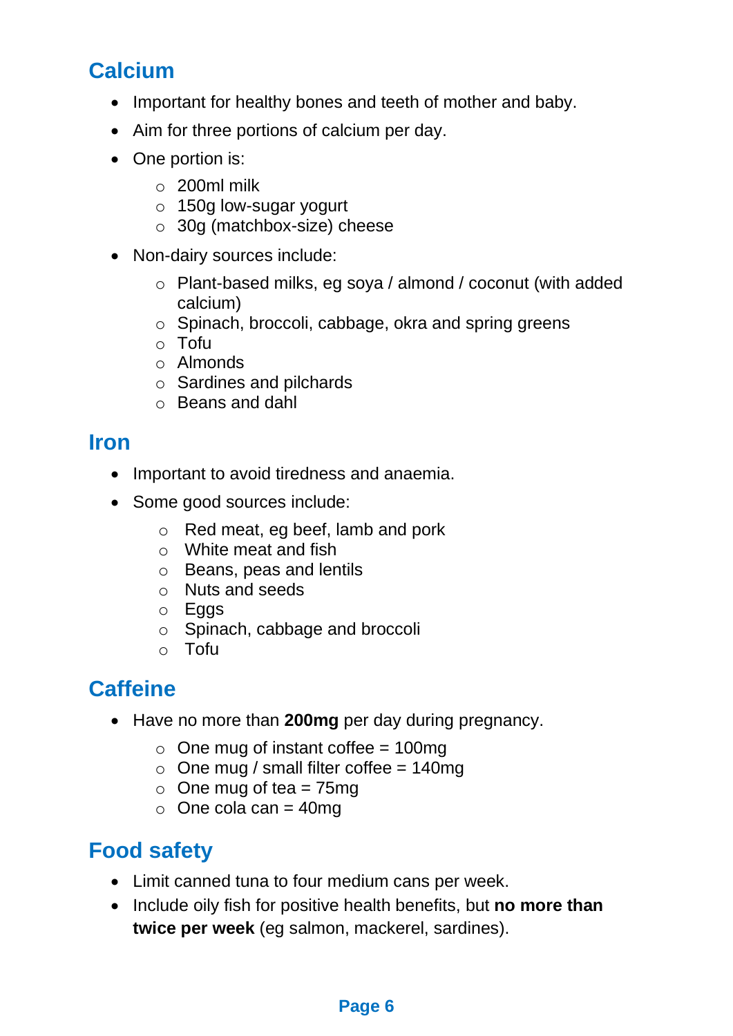## Calcium

- Important for healthy bones and teeth of mother and baby.
- Aim for three portions of calcium per day.
- One portion is:
    - 200ml milk
    - 150g low-sugar yogurt
    - 30g (matchbox-size) cheese
- Non-dairy sources include:
    - Plant-based milks, eg soya / almond / coconut (with added calcium)
    - Spinach, broccoli, cabbage, okra and spring greens
    - Tofu
    - Almonds
    - Sardines and pilchards
    - Beans and dahl

## Iron

- Important to avoid tiredness and anaemia.
- Some good sources include:
    - Red meat, eg beef, lamb and pork
    - White meat and fish
    - Beans, peas and lentils
    - Nuts and seeds
    - Eggs
    - Spinach, cabbage and broccoli
    - Tofu

## Caffeine

- Have no more than **200mg** per day during pregnancy.
    - One mug of instant coffee = 100mg
    - One mug / small filter coffee = 140mg
    - One mug of tea = 75mg
    - One cola can = 40mg

## Food safety

- Limit canned tuna to four medium cans per week.
- Include oily fish for positive health benefits, but **no more than twice per week** (eg salmon, mackerel, sardines).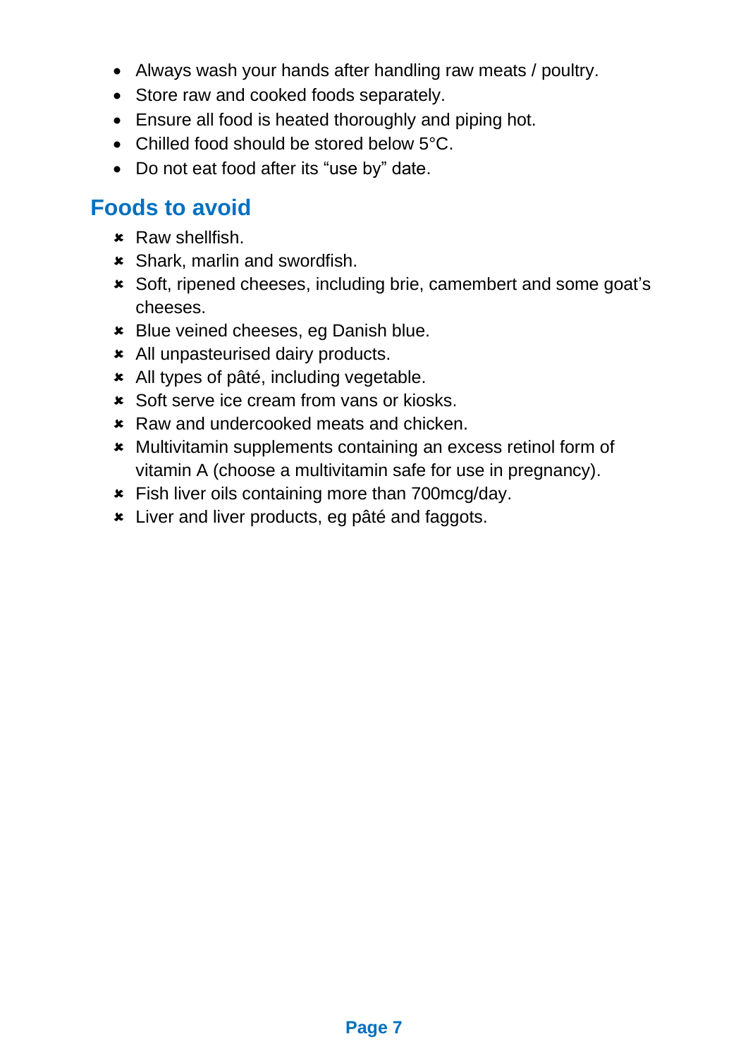- Always wash your hands after handling raw meats / poultry.
- Store raw and cooked foods separately.
- Ensure all food is heated thoroughly and piping hot.
- Chilled food should be stored below 5°C.
- Do not eat food after its “use by” date.

## Foods to avoid

- ✘ Raw shellfish.
- ✘ Shark, marlin and swordfish.
- ✘ Soft, ripened cheeses, including brie, camembert and some goat’s cheeses.
- ✘ Blue veined cheeses, eg Danish blue.
- ✘ All unpasteurised dairy products.
- ✘ All types of pâté, including vegetable.
- ✘ Soft serve ice cream from vans or kiosks.
- ✘ Raw and undercooked meats and chicken.
- ✘ Multivitamin supplements containing an excess retinol form of vitamin A (choose a multivitamin safe for use in pregnancy).
- ✘ Fish liver oils containing more than 700mcg/day.
- ✘ Liver and liver products, eg pâté and faggots.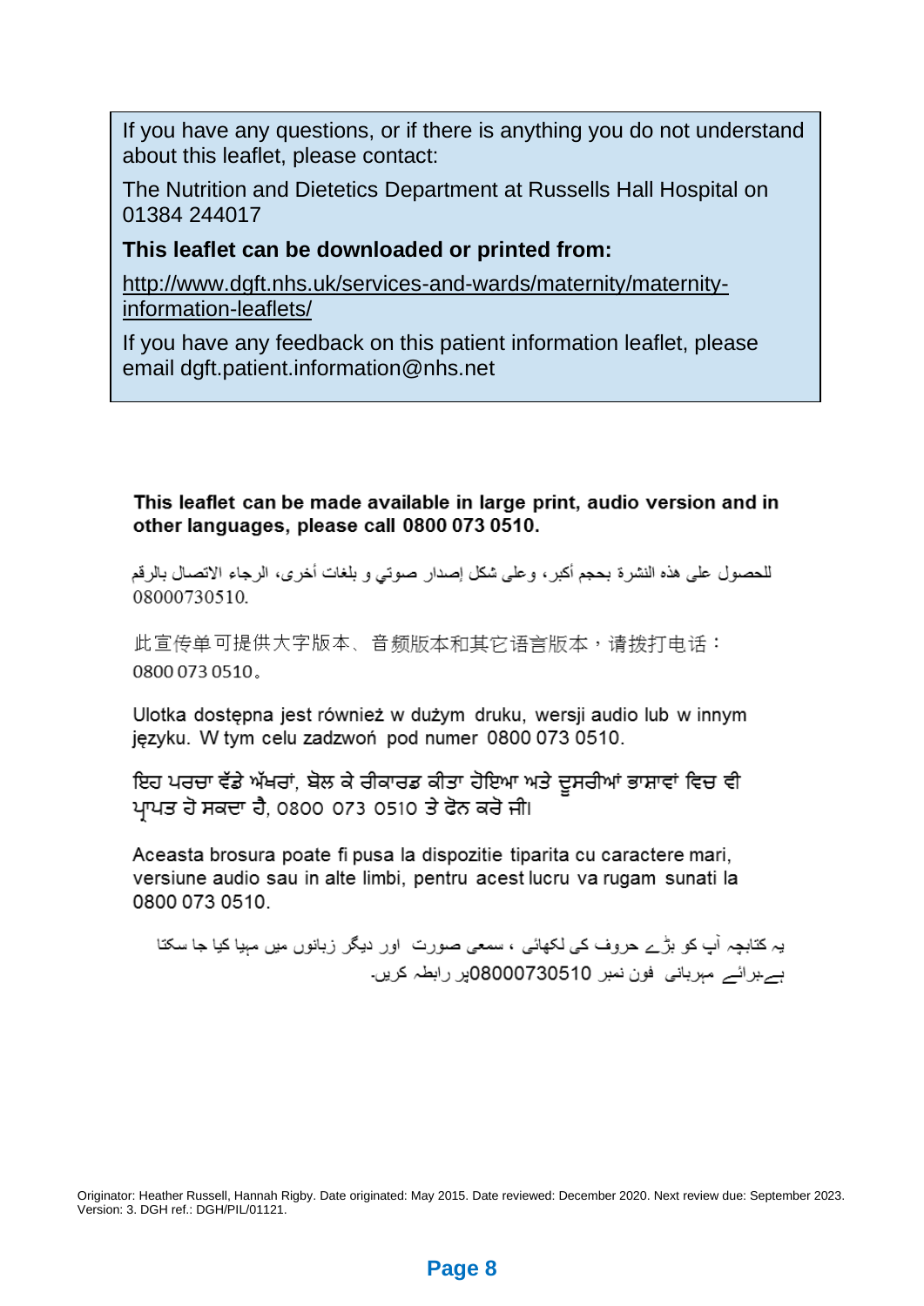If you have any questions, or if there is anything you do not understand about this leaflet, please contact:

The Nutrition and Dietetics Department at Russells Hall Hospital on 01384 244017

**This leaflet can be downloaded or printed from:**

http://www.dgft.nhs.uk/services-and-wards/maternity/maternity-information-leaflets/

If you have any feedback on this patient information leaflet, please email dgft.patient.information@nhs.net

**This leaflet can be made available in large print, audio version and in other languages, please call 0800 073 0510.**

للحصول على هذه النشرة بحجم أكبر، وعلى شكل إصدار صوتي و بلغات أخرى، الرجاء الاتصال بالرقم 08000730510.

此宣传单可提供大字版本、音频版本和其它语言版本，请拨打电话：0800 073 0510。

Ulotka dostępna jest również w dużym druku, wersji audio lub w innym języku. W tym celu zadzwoń pod numer 0800 073 0510.

ਇਹ ਪਰਚਾ ਵੱਡੇ ਅੱਖਰਾਂ, ਬੋਲ ਕੇ ਰੀਕਾਰਡ ਕੀਤਾ ਹੋਇਆ ਅਤੇ ਦੂਸਰੀਆਂ ਭਾਸ਼ਾਵਾਂ ਵਿਚ ਵੀ ਪ੍ਰਾਪਤ ਹੋ ਸਕਦਾ ਹੈ, 0800 073 0510 ਤੇ ਫੋਨ ਕਰੋ ਜੀ।

Aceasta brosura poate fi pusa la dispozitie tiparita cu caractere mari, versiune audio sau in alte limbi, pentru acest lucru va rugam sunati la 0800 073 0510.

یہ کتابچہ آپ کو بڑے حروف کی لکھائی ، سمعی صورت اور دیگر زبانوں میں مہیا کیا جا سکتا ہے۔برائے مہربانی فون نمبر 08000730510پر رابطہ کریں۔

Originator: Heather Russell, Hannah Rigby. Date originated: May 2015. Date reviewed: December 2020. Next review due: September 2023. Version: 3. DGH ref.: DGH/PIL/01121.